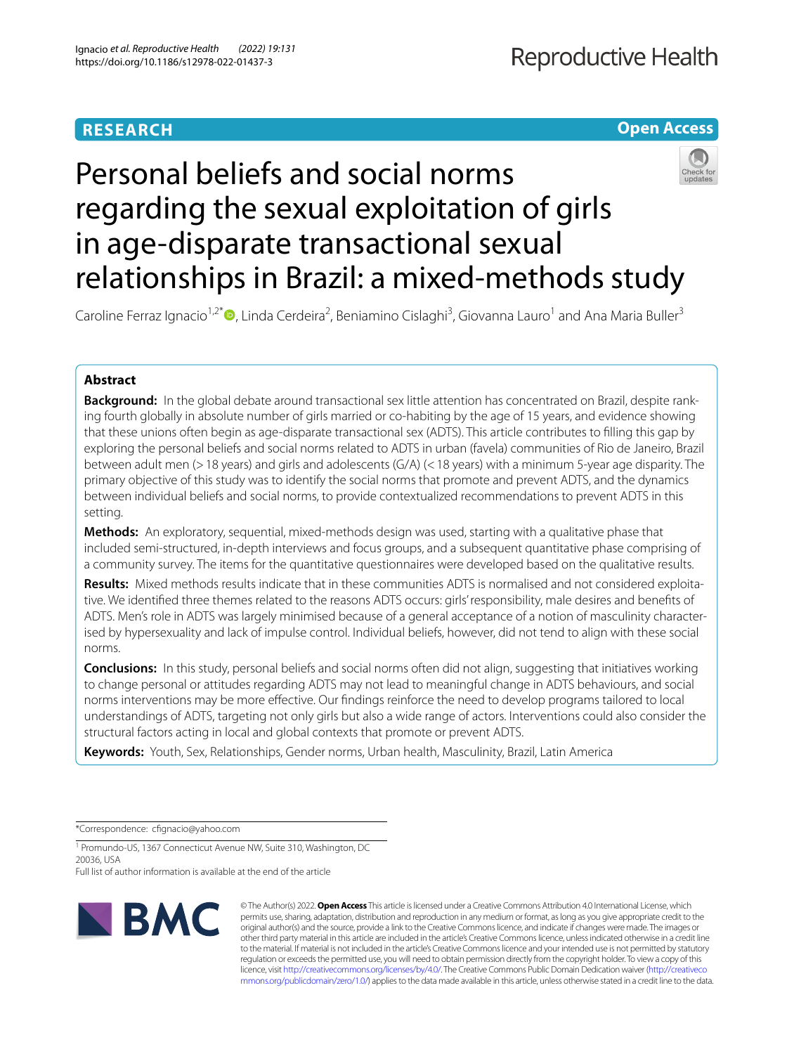RESEARCH

Open Access

# Personal beliefs and social norms regarding the sexual exploitation of girls in age-disparate transactional sexual relationships in Brazil: a mixed-methods study

Caroline Ferraz Ignacio[1,2*], Linda Cerdeira[2], Beniamino Cislaghi[3], Giovanna Lauro[1] and Ana Maria Buller[3]

## Abstract

**Background:** In the global debate around transactional sex little attention has concentrated on Brazil, despite ranking fourth globally in absolute number of girls married or co-habiting by the age of 15 years, and evidence showing that these unions often begin as age-disparate transactional sex (ADTS). This article contributes to filling this gap by exploring the personal beliefs and social norms related to ADTS in urban (favela) communities of Rio de Janeiro, Brazil between adult men (> 18 years) and girls and adolescents (G/A) (< 18 years) with a minimum 5-year age disparity. The primary objective of this study was to identify the social norms that promote and prevent ADTS, and the dynamics between individual beliefs and social norms, to provide contextualized recommendations to prevent ADTS in this setting.

**Methods:** An exploratory, sequential, mixed-methods design was used, starting with a qualitative phase that included semi-structured, in-depth interviews and focus groups, and a subsequent quantitative phase comprising of a community survey. The items for the quantitative questionnaires were developed based on the qualitative results.

**Results:** Mixed methods results indicate that in these communities ADTS is normalised and not considered exploitative. We identified three themes related to the reasons ADTS occurs: girls' responsibility, male desires and benefits of ADTS. Men's role in ADTS was largely minimised because of a general acceptance of a notion of masculinity characterised by hypersexuality and lack of impulse control. Individual beliefs, however, did not tend to align with these social norms.

**Conclusions:** In this study, personal beliefs and social norms often did not align, suggesting that initiatives working to change personal or attitudes regarding ADTS may not lead to meaningful change in ADTS behaviours, and social norms interventions may be more effective. Our findings reinforce the need to develop programs tailored to local understandings of ADTS, targeting not only girls but also a wide range of actors. Interventions could also consider the structural factors acting in local and global contexts that promote or prevent ADTS.

**Keywords:** Youth, Sex, Relationships, Gender norms, Urban health, Masculinity, Brazil, Latin America

*Correspondence: cfignacio@yahoo.com

[1] Promundo-US, 1367 Connecticut Avenue NW, Suite 310, Washington, DC 20036, USA

Full list of author information is available at the end of the article

© The Author(s) 2022. **Open Access** This article is licensed under a Creative Commons Attribution 4.0 International License, which permits use, sharing, adaptation, distribution and reproduction in any medium or format, as long as you give appropriate credit to the original author(s) and the source, provide a link to the Creative Commons licence, and indicate if changes were made. The images or other third party material in this article are included in the article's Creative Commons licence, unless indicated otherwise in a credit line to the material. If material is not included in the article's Creative Commons licence and your intended use is not permitted by statutory regulation or exceeds the permitted use, you will need to obtain permission directly from the copyright holder. To view a copy of this licence, visit http://creativecommons.org/licenses/by/4.0/. The Creative Commons Public Domain Dedication waiver (http://creativecommons.org/publicdomain/zero/1.0/) applies to the data made available in this article, unless otherwise stated in a credit line to the data.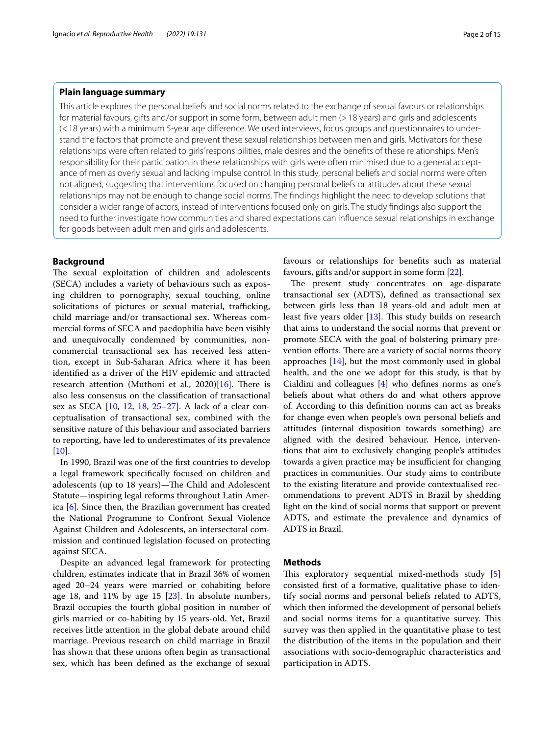## Plain language summary

This article explores the personal beliefs and social norms related to the exchange of sexual favours or relationships for material favours, gifts and/or support in some form, between adult men (> 18 years) and girls and adolescents (< 18 years) with a minimum 5-year age difference. We used interviews, focus groups and questionnaires to understand the factors that promote and prevent these sexual relationships between men and girls. Motivators for these relationships were often related to girls' responsibilities, male desires and the benefits of these relationships. Men's responsibility for their participation in these relationships with girls were often minimised due to a general acceptance of men as overly sexual and lacking impulse control. In this study, personal beliefs and social norms were often not aligned, suggesting that interventions focused on changing personal beliefs or attitudes about these sexual relationships may not be enough to change social norms. The findings highlight the need to develop solutions that consider a wider range of actors, instead of interventions focused only on girls. The study findings also support the need to further investigate how communities and shared expectations can influence sexual relationships in exchange for goods between adult men and girls and adolescents.

## Background

The sexual exploitation of children and adolescents (SECA) includes a variety of behaviours such as exposing children to pornography, sexual touching, online solicitations of pictures or sexual material, trafficking, child marriage and/or transactional sex. Whereas commercial forms of SECA and paedophilia have been visibly and unequivocally condemned by communities, non-commercial transactional sex has received less attention, except in Sub-Saharan Africa where it has been identified as a driver of the HIV epidemic and attracted research attention (Muthoni et al., 2020)[16]. There is also less consensus on the classification of transactional sex as SECA [10, 12, 18, 25–27]. A lack of a clear conceptualisation of transactional sex, combined with the sensitive nature of this behaviour and associated barriers to reporting, have led to underestimates of its prevalence [10].

In 1990, Brazil was one of the first countries to develop a legal framework specifically focused on children and adolescents (up to 18 years)—The Child and Adolescent Statute—inspiring legal reforms throughout Latin America [6]. Since then, the Brazilian government has created the National Programme to Confront Sexual Violence Against Children and Adolescents, an intersectoral commission and continued legislation focused on protecting against SECA.

Despite an advanced legal framework for protecting children, estimates indicate that in Brazil 36% of women aged 20–24 years were married or cohabiting before age 18, and 11% by age 15 [23]. In absolute numbers, Brazil occupies the fourth global position in number of girls married or co-habiting by 15 years-old. Yet, Brazil receives little attention in the global debate around child marriage. Previous research on child marriage in Brazil has shown that these unions often begin as transactional sex, which has been defined as the exchange of sexual favours or relationships for benefits such as material favours, gifts and/or support in some form [22].

The present study concentrates on age-disparate transactional sex (ADTS), defined as transactional sex between girls less than 18 years-old and adult men at least five years older [13]. This study builds on research that aims to understand the social norms that prevent or promote SECA with the goal of bolstering primary prevention efforts. There are a variety of social norms theory approaches [14], but the most commonly used in global health, and the one we adopt for this study, is that by Cialdini and colleagues [4] who defines norms as one's beliefs about what others do and what others approve of. According to this definition norms can act as breaks for change even when people's own personal beliefs and attitudes (internal disposition towards something) are aligned with the desired behaviour. Hence, interventions that aim to exclusively changing people's attitudes towards a given practice may be insufficient for changing practices in communities. Our study aims to contribute to the existing literature and provide contextualised recommendations to prevent ADTS in Brazil by shedding light on the kind of social norms that support or prevent ADTS, and estimate the prevalence and dynamics of ADTS in Brazil.

## Methods

This exploratory sequential mixed-methods study [5] consisted first of a formative, qualitative phase to identify social norms and personal beliefs related to ADTS, which then informed the development of personal beliefs and social norms items for a quantitative survey. This survey was then applied in the quantitative phase to test the distribution of the items in the population and their associations with socio-demographic characteristics and participation in ADTS.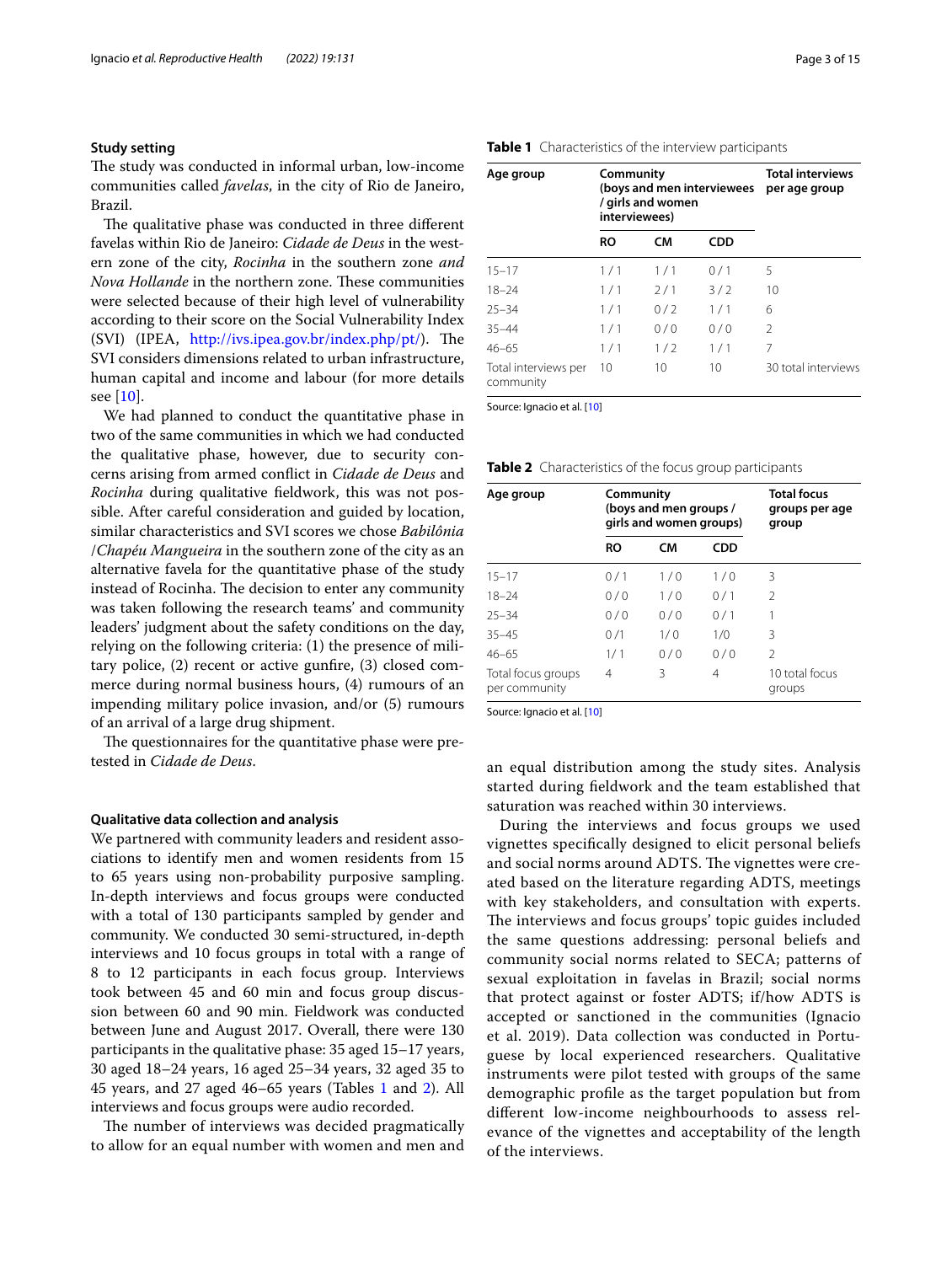### Study setting

The study was conducted in informal urban, low-income communities called *favelas*, in the city of Rio de Janeiro, Brazil.

The qualitative phase was conducted in three different favelas within Rio de Janeiro: *Cidade de Deus* in the western zone of the city, *Rocinha* in the southern zone *and Nova Hollande* in the northern zone. These communities were selected because of their high level of vulnerability according to their score on the Social Vulnerability Index (SVI) (IPEA, http://ivs.ipea.gov.br/index.php/pt/). The SVI considers dimensions related to urban infrastructure, human capital and income and labour (for more details see [10].

We had planned to conduct the quantitative phase in two of the same communities in which we had conducted the qualitative phase, however, due to security concerns arising from armed conflict in *Cidade de Deus* and *Rocinha* during qualitative fieldwork, this was not possible. After careful consideration and guided by location, similar characteristics and SVI scores we chose *Babilônia /Chapéu Mangueira* in the southern zone of the city as an alternative favela for the quantitative phase of the study instead of Rocinha. The decision to enter any community was taken following the research teams' and community leaders' judgment about the safety conditions on the day, relying on the following criteria: (1) the presence of military police, (2) recent or active gunfire, (3) closed commerce during normal business hours, (4) rumours of an impending military police invasion, and/or (5) rumours of an arrival of a large drug shipment.

The questionnaires for the quantitative phase were pretested in *Cidade de Deus*.

### Qualitative data collection and analysis

We partnered with community leaders and resident associations to identify men and women residents from 15 to 65 years using non-probability purposive sampling. In-depth interviews and focus groups were conducted with a total of 130 participants sampled by gender and community. We conducted 30 semi-structured, in-depth interviews and 10 focus groups in total with a range of 8 to 12 participants in each focus group. Interviews took between 45 and 60 min and focus group discussion between 60 and 90 min. Fieldwork was conducted between June and August 2017. Overall, there were 130 participants in the qualitative phase: 35 aged 15–17 years, 30 aged 18–24 years, 16 aged 25–34 years, 32 aged 35 to 45 years, and 27 aged 46–65 years (Tables 1 and 2). All interviews and focus groups were audio recorded.

The number of interviews was decided pragmatically to allow for an equal number with women and men and an equal distribution among the study sites. Analysis started during fieldwork and the team established that saturation was reached within 30 interviews.

During the interviews and focus groups we used vignettes specifically designed to elicit personal beliefs and social norms around ADTS. The vignettes were created based on the literature regarding ADTS, meetings with key stakeholders, and consultation with experts. The interviews and focus groups' topic guides included the same questions addressing: personal beliefs and community social norms related to SECA; patterns of sexual exploitation in favelas in Brazil; social norms that protect against or foster ADTS; if/how ADTS is accepted or sanctioned in the communities (Ignacio et al. 2019). Data collection was conducted in Portuguese by local experienced researchers. Qualitative instruments were pilot tested with groups of the same demographic profile as the target population but from different low-income neighbourhoods to assess relevance of the vignettes and acceptability of the length of the interviews.

**Table 1** Characteristics of the interview participants

| Age group | Community (boys and men interviewees / girls and women interviewees) | | | Total interviews per age group |
|---|---|---|---|---|
| | RO | CM | CDD | |
| 15–17 | 1 / 1 | 1 / 1 | 0 / 1 | 5 |
| 18–24 | 1 / 1 | 2 / 1 | 3 / 2 | 10 |
| 25–34 | 1 / 1 | 0 / 2 | 1 / 1 | 6 |
| 35–44 | 1 / 1 | 0 / 0 | 0 / 0 | 2 |
| 46–65 | 1 / 1 | 1 / 2 | 1 / 1 | 7 |
| Total interviews per community | 10 | 10 | 10 | 30 total interviews |

Source: Ignacio et al. [10]

**Table 2** Characteristics of the focus group participants

| Age group | Community (boys and men groups / girls and women groups) | | | Total focus groups per age group |
|---|---|---|---|---|
| | RO | CM | CDD | |
| 15–17 | 0 / 1 | 1 / 0 | 1 / 0 | 3 |
| 18–24 | 0 / 0 | 1 / 0 | 0 / 1 | 2 |
| 25–34 | 0 / 0 | 0 / 0 | 0 / 1 | 1 |
| 35–45 | 0 /1 | 1/ 0 | 1/0 | 3 |
| 46–65 | 1/ 1 | 0 / 0 | 0 / 0 | 2 |
| Total focus groups per community | 4 | 3 | 4 | 10 total focus groups |

Source: Ignacio et al. [10]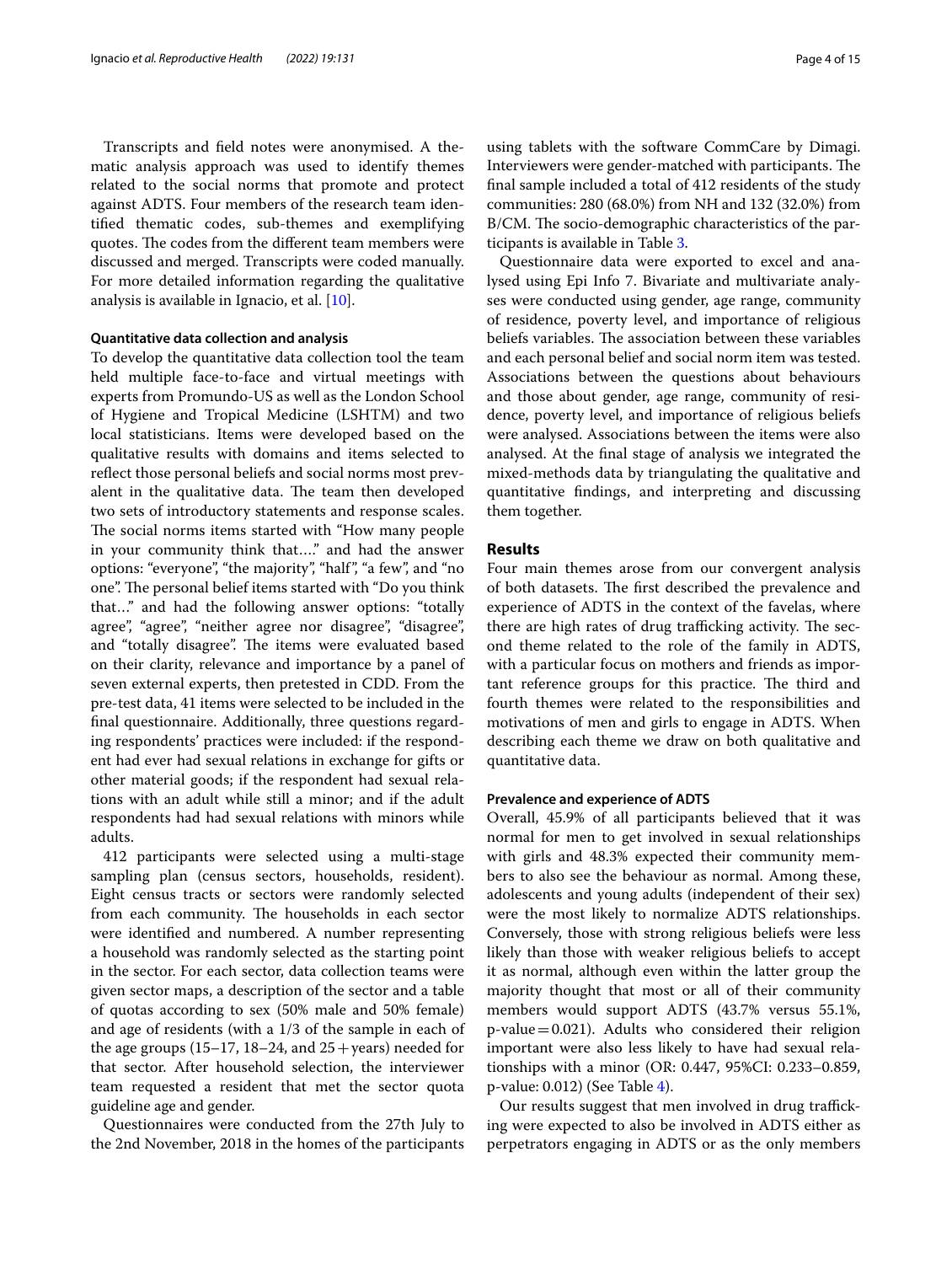Transcripts and field notes were anonymised. A thematic analysis approach was used to identify themes related to the social norms that promote and protect against ADTS. Four members of the research team identified thematic codes, sub-themes and exemplifying quotes. The codes from the different team members were discussed and merged. Transcripts were coded manually. For more detailed information regarding the qualitative analysis is available in Ignacio, et al. [10].

#### Quantitative data collection and analysis

To develop the quantitative data collection tool the team held multiple face-to-face and virtual meetings with experts from Promundo-US as well as the London School of Hygiene and Tropical Medicine (LSHTM) and two local statisticians. Items were developed based on the qualitative results with domains and items selected to reflect those personal beliefs and social norms most prevalent in the qualitative data. The team then developed two sets of introductory statements and response scales. The social norms items started with "How many people in your community think that…." and had the answer options: "everyone", "the majority", "half", "a few", and "no one". The personal belief items started with "Do you think that…" and had the following answer options: "totally agree", "agree", "neither agree nor disagree", "disagree", and "totally disagree". The items were evaluated based on their clarity, relevance and importance by a panel of seven external experts, then pretested in CDD. From the pre-test data, 41 items were selected to be included in the final questionnaire. Additionally, three questions regarding respondents' practices were included: if the respondent had ever had sexual relations in exchange for gifts or other material goods; if the respondent had sexual relations with an adult while still a minor; and if the adult respondents had had sexual relations with minors while adults.

412 participants were selected using a multi-stage sampling plan (census sectors, households, resident). Eight census tracts or sectors were randomly selected from each community. The households in each sector were identified and numbered. A number representing a household was randomly selected as the starting point in the sector. For each sector, data collection teams were given sector maps, a description of the sector and a table of quotas according to sex (50% male and 50% female) and age of residents (with a 1/3 of the sample in each of the age groups (15–17, 18–24, and 25 + years) needed for that sector. After household selection, the interviewer team requested a resident that met the sector quota guideline age and gender.

Questionnaires were conducted from the 27th July to the 2nd November, 2018 in the homes of the participants using tablets with the software CommCare by Dimagi. Interviewers were gender-matched with participants. The final sample included a total of 412 residents of the study communities: 280 (68.0%) from NH and 132 (32.0%) from B/CM. The socio-demographic characteristics of the participants is available in Table 3.

Questionnaire data were exported to excel and analysed using Epi Info 7. Bivariate and multivariate analyses were conducted using gender, age range, community of residence, poverty level, and importance of religious beliefs variables. The association between these variables and each personal belief and social norm item was tested. Associations between the questions about behaviours and those about gender, age range, community of residence, poverty level, and importance of religious beliefs were analysed. Associations between the items were also analysed. At the final stage of analysis we integrated the mixed-methods data by triangulating the qualitative and quantitative findings, and interpreting and discussing them together.

## Results

Four main themes arose from our convergent analysis of both datasets. The first described the prevalence and experience of ADTS in the context of the favelas, where there are high rates of drug trafficking activity. The second theme related to the role of the family in ADTS, with a particular focus on mothers and friends as important reference groups for this practice. The third and fourth themes were related to the responsibilities and motivations of men and girls to engage in ADTS. When describing each theme we draw on both qualitative and quantitative data.

#### Prevalence and experience of ADTS

Overall, 45.9% of all participants believed that it was normal for men to get involved in sexual relationships with girls and 48.3% expected their community members to also see the behaviour as normal. Among these, adolescents and young adults (independent of their sex) were the most likely to normalize ADTS relationships. Conversely, those with strong religious beliefs were less likely than those with weaker religious beliefs to accept it as normal, although even within the latter group the majority thought that most or all of their community members would support ADTS (43.7% versus 55.1%, p-value = 0.021). Adults who considered their religion important were also less likely to have had sexual relationships with a minor (OR: 0.447, 95%CI: 0.233–0.859, p-value: 0.012) (See Table 4).

Our results suggest that men involved in drug trafficking were expected to also be involved in ADTS either as perpetrators engaging in ADTS or as the only members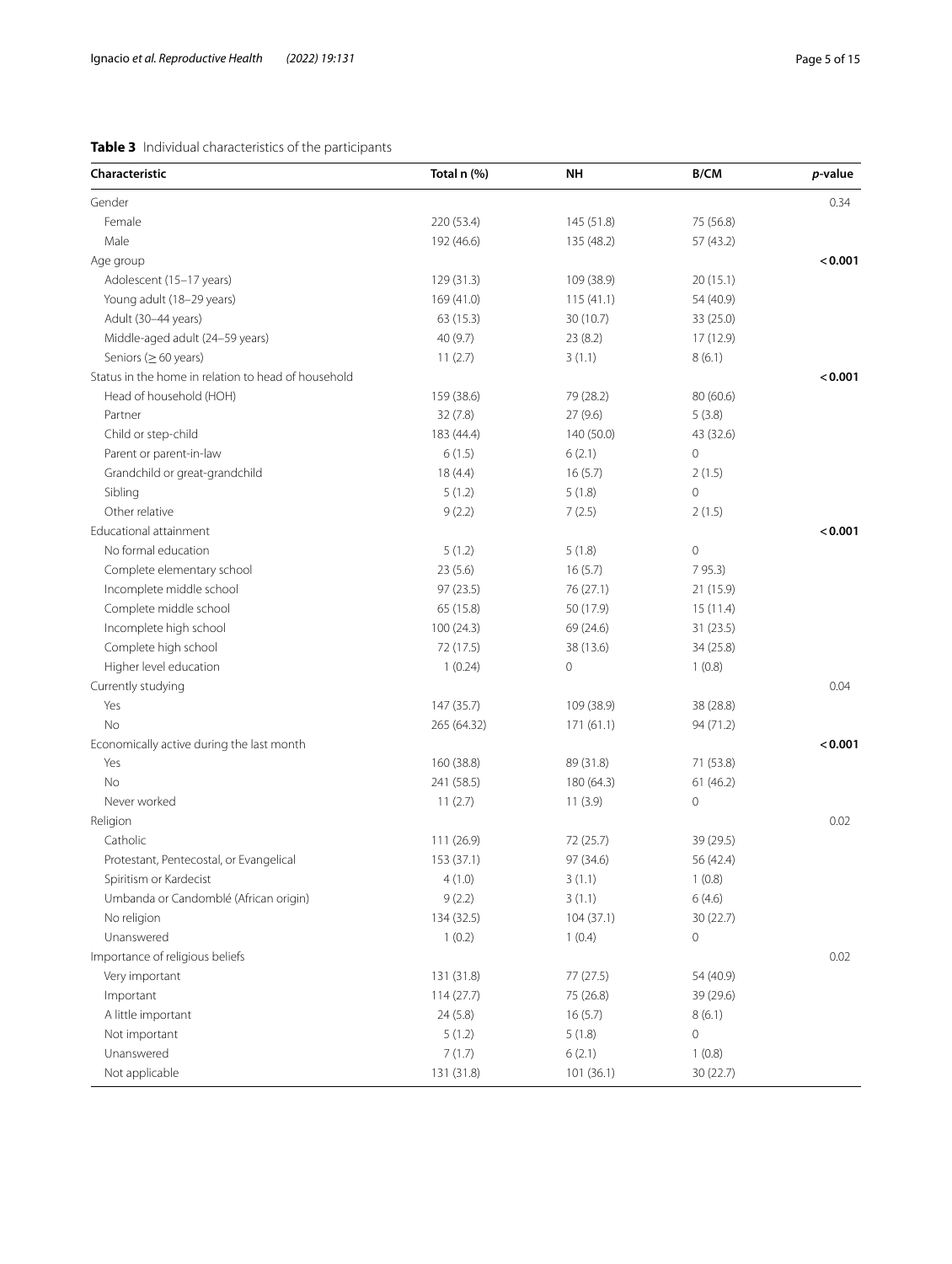**Table 3** Individual characteristics of the participants

| Characteristic | Total n (%) | NH | B/CM | *p*-value |
|---|---|---|---|---|
| Gender | | | | 0.34 |
| Female | 220 (53.4) | 145 (51.8) | 75 (56.8) | |
| Male | 192 (46.6) | 135 (48.2) | 57 (43.2) | |
| Age group | | | | **< 0.001** |
| Adolescent (15–17 years) | 129 (31.3) | 109 (38.9) | 20 (15.1) | |
| Young adult (18–29 years) | 169 (41.0) | 115 (41.1) | 54 (40.9) | |
| Adult (30–44 years) | 63 (15.3) | 30 (10.7) | 33 (25.0) | |
| Middle-aged adult (24–59 years) | 40 (9.7) | 23 (8.2) | 17 (12.9) | |
| Seniors (≥ 60 years) | 11 (2.7) | 3 (1.1) | 8 (6.1) | |
| Status in the home in relation to head of household | | | | **< 0.001** |
| Head of household (HOH) | 159 (38.6) | 79 (28.2) | 80 (60.6) | |
| Partner | 32 (7.8) | 27 (9.6) | 5 (3.8) | |
| Child or step-child | 183 (44.4) | 140 (50.0) | 43 (32.6) | |
| Parent or parent-in-law | 6 (1.5) | 6 (2.1) | 0 | |
| Grandchild or great-grandchild | 18 (4.4) | 16 (5.7) | 2 (1.5) | |
| Sibling | 5 (1.2) | 5 (1.8) | 0 | |
| Other relative | 9 (2.2) | 7 (2.5) | 2 (1.5) | |
| Educational attainment | | | | **< 0.001** |
| No formal education | 5 (1.2) | 5 (1.8) | 0 | |
| Complete elementary school | 23 (5.6) | 16 (5.7) | 7 95.3) | |
| Incomplete middle school | 97 (23.5) | 76 (27.1) | 21 (15.9) | |
| Complete middle school | 65 (15.8) | 50 (17.9) | 15 (11.4) | |
| Incomplete high school | 100 (24.3) | 69 (24.6) | 31 (23.5) | |
| Complete high school | 72 (17.5) | 38 (13.6) | 34 (25.8) | |
| Higher level education | 1 (0.24) | 0 | 1 (0.8) | |
| Currently studying | | | | 0.04 |
| Yes | 147 (35.7) | 109 (38.9) | 38 (28.8) | |
| No | 265 (64.32) | 171 (61.1) | 94 (71.2) | |
| Economically active during the last month | | | | **< 0.001** |
| Yes | 160 (38.8) | 89 (31.8) | 71 (53.8) | |
| No | 241 (58.5) | 180 (64.3) | 61 (46.2) | |
| Never worked | 11 (2.7) | 11 (3.9) | 0 | |
| Religion | | | | 0.02 |
| Catholic | 111 (26.9) | 72 (25.7) | 39 (29.5) | |
| Protestant, Pentecostal, or Evangelical | 153 (37.1) | 97 (34.6) | 56 (42.4) | |
| Spiritism or Kardecist | 4 (1.0) | 3 (1.1) | 1 (0.8) | |
| Umbanda or Candomblé (African origin) | 9 (2.2) | 3 (1.1) | 6 (4.6) | |
| No religion | 134 (32.5) | 104 (37.1) | 30 (22.7) | |
| Unanswered | 1 (0.2) | 1 (0.4) | 0 | |
| Importance of religious beliefs | | | | 0.02 |
| Very important | 131 (31.8) | 77 (27.5) | 54 (40.9) | |
| Important | 114 (27.7) | 75 (26.8) | 39 (29.6) | |
| A little important | 24 (5.8) | 16 (5.7) | 8 (6.1) | |
| Not important | 5 (1.2) | 5 (1.8) | 0 | |
| Unanswered | 7 (1.7) | 6 (2.1) | 1 (0.8) | |
| Not applicable | 131 (31.8) | 101 (36.1) | 30 (22.7) | |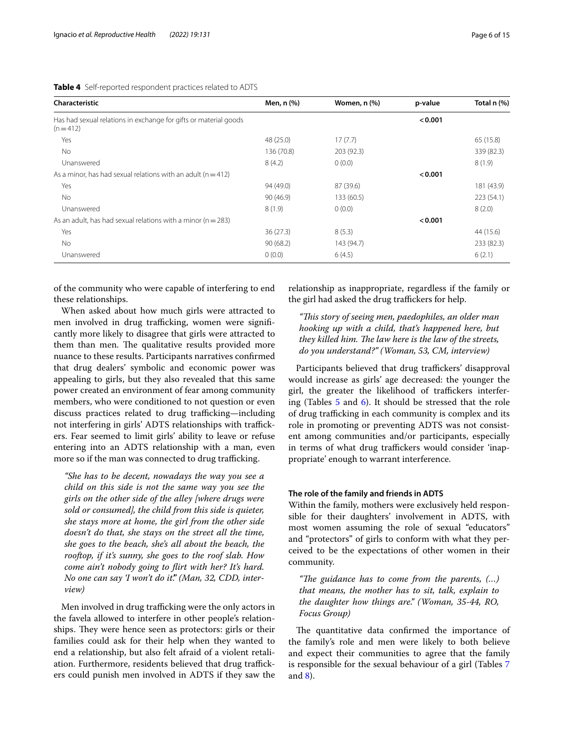**Table 4** Self-reported respondent practices related to ADTS

| Characteristic | Men, n (%) | Women, n (%) | p-value | Total n (%) |
|---|---|---|---|---|
| Has had sexual relations in exchange for gifts or material goods (n = 412) | | | < 0.001 | |
| Yes | 48 (25.0) | 17 (7.7) | | 65 (15.8) |
| No | 136 (70.8) | 203 (92.3) | | 339 (82.3) |
| Unanswered | 8 (4.2) | 0 (0.0) | | 8 (1.9) |
| As a minor, has had sexual relations with an adult (n = 412) | | | < 0.001 | |
| Yes | 94 (49.0) | 87 (39.6) | | 181 (43.9) |
| No | 90 (46.9) | 133 (60.5) | | 223 (54.1) |
| Unanswered | 8 (1.9) | 0 (0.0) | | 8 (2.0) |
| As an adult, has had sexual relations with a minor (n = 283) | | | < 0.001 | |
| Yes | 36 (27.3) | 8 (5.3) | | 44 (15.6) |
| No | 90 (68.2) | 143 (94.7) | | 233 (82.3) |
| Unanswered | 0 (0.0) | 6 (4.5) | | 6 (2.1) |

of the community who were capable of interfering to end these relationships.

When asked about how much girls were attracted to men involved in drug trafficking, women were significantly more likely to disagree that girls were attracted to them than men. The qualitative results provided more nuance to these results. Participants narratives confirmed that drug dealers' symbolic and economic power was appealing to girls, but they also revealed that this same power created an environment of fear among community members, who were conditioned to not question or even discuss practices related to drug trafficking—including not interfering in girls' ADTS relationships with traffickers. Fear seemed to limit girls' ability to leave or refuse entering into an ADTS relationship with a man, even more so if the man was connected to drug trafficking.

> *"She has to be decent, nowadays the way you see a child on this side is not the same way you see the girls on the other side of the alley [where drugs were sold or consumed], the child from this side is quieter, she stays more at home, the girl from the other side doesn't do that, she stays on the street all the time, she goes to the beach, she's all about the beach, the rooftop, if it's sunny, she goes to the roof slab. How come ain't nobody going to flirt with her? It's hard. No one can say 'I won't do it'." (Man, 32, CDD, interview)*

Men involved in drug trafficking were the only actors in the favela allowed to interfere in other people's relationships. They were hence seen as protectors: girls or their families could ask for their help when they wanted to end a relationship, but also felt afraid of a violent retaliation. Furthermore, residents believed that drug traffickers could punish men involved in ADTS if they saw the relationship as inappropriate, regardless if the family or the girl had asked the drug traffickers for help.

> *"This story of seeing men, paedophiles, an older man hooking up with a child, that's happened here, but they killed him. The law here is the law of the streets, do you understand?" (Woman, 53, CM, interview)*

Participants believed that drug traffickers' disapproval would increase as girls' age decreased: the younger the girl, the greater the likelihood of traffickers interfering (Tables 5 and 6). It should be stressed that the role of drug trafficking in each community is complex and its role in promoting or preventing ADTS was not consistent among communities and/or participants, especially in terms of what drug traffickers would consider 'inappropriate' enough to warrant interference.

### The role of the family and friends in ADTS

Within the family, mothers were exclusively held responsible for their daughters' involvement in ADTS, with most women assuming the role of sexual "educators" and "protectors" of girls to conform with what they perceived to be the expectations of other women in their community.

> *"The guidance has to come from the parents, (…) that means, the mother has to sit, talk, explain to the daughter how things are." (Woman, 35-44, RO, Focus Group)*

The quantitative data confirmed the importance of the family's role and men were likely to both believe and expect their communities to agree that the family is responsible for the sexual behaviour of a girl (Tables 7 and 8).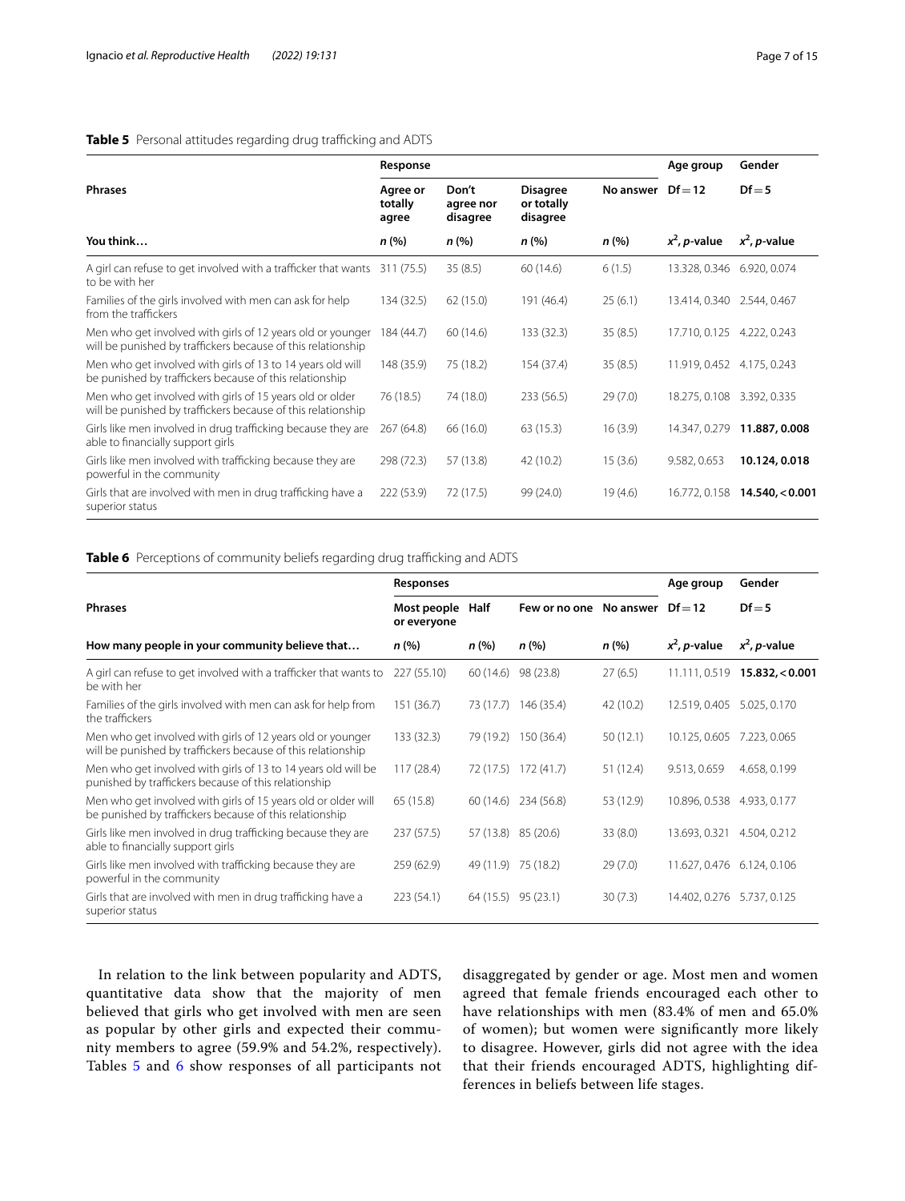**Table 5** Personal attitudes regarding drug trafficking and ADTS

| Phrases | Response | | | | Age group | Gender |
|---|---|---|---|---|---|---|
| | Agree or totally agree | Don't agree nor disagree | Disagree or totally disagree | No answer | Df = 12 | Df = 5 |
| **You think…** | *n* (%) | *n* (%) | *n* (%) | *n* (%) | $x^2$, *p*-value | $x^2$, *p*-value |
| A girl can refuse to get involved with a trafficker that wants to be with her | 311 (75.5) | 35 (8.5) | 60 (14.6) | 6 (1.5) | 13.328, 0.346 | 6.920, 0.074 |
| Families of the girls involved with men can ask for help from the traffickers | 134 (32.5) | 62 (15.0) | 191 (46.4) | 25 (6.1) | 13.414, 0.340 | 2.544, 0.467 |
| Men who get involved with girls of 12 years old or younger will be punished by traffickers because of this relationship | 184 (44.7) | 60 (14.6) | 133 (32.3) | 35 (8.5) | 17.710, 0.125 | 4.222, 0.243 |
| Men who get involved with girls of 13 to 14 years old will be punished by traffickers because of this relationship | 148 (35.9) | 75 (18.2) | 154 (37.4) | 35 (8.5) | 11.919, 0.452 | 4.175, 0.243 |
| Men who get involved with girls of 15 years old or older will be punished by traffickers because of this relationship | 76 (18.5) | 74 (18.0) | 233 (56.5) | 29 (7.0) | 18.275, 0.108 | 3.392, 0.335 |
| Girls like men involved in drug trafficking because they are able to financially support girls | 267 (64.8) | 66 (16.0) | 63 (15.3) | 16 (3.9) | 14.347, 0.279 | **11.887, 0.008** |
| Girls like men involved with trafficking because they are powerful in the community | 298 (72.3) | 57 (13.8) | 42 (10.2) | 15 (3.6) | 9.582, 0.653 | **10.124, 0.018** |
| Girls that are involved with men in drug trafficking have a superior status | 222 (53.9) | 72 (17.5) | 99 (24.0) | 19 (4.6) | 16.772, 0.158 | **14.540, < 0.001** |

**Table 6** Perceptions of community beliefs regarding drug trafficking and ADTS

| Phrases | Responses | | | | Age group | Gender |
|---|---|---|---|---|---|---|
| | Most people or everyone | Half | Few or no one | No answer | Df = 12 | Df = 5 |
| **How many people in your community believe that…** | *n* (%) | *n* (%) | *n* (%) | *n* (%) | $x^2$, *p*-value | $x^2$, *p*-value |
| A girl can refuse to get involved with a trafficker that wants to be with her | 227 (55.10) | 60 (14.6) | 98 (23.8) | 27 (6.5) | 11.111, 0.519 | **15.832, < 0.001** |
| Families of the girls involved with men can ask for help from the traffickers | 151 (36.7) | 73 (17.7) | 146 (35.4) | 42 (10.2) | 12.519, 0.405 | 5.025, 0.170 |
| Men who get involved with girls of 12 years old or younger will be punished by traffickers because of this relationship | 133 (32.3) | 79 (19.2) | 150 (36.4) | 50 (12.1) | 10.125, 0.605 | 7.223, 0.065 |
| Men who get involved with girls of 13 to 14 years old will be punished by traffickers because of this relationship | 117 (28.4) | 72 (17.5) | 172 (41.7) | 51 (12.4) | 9.513, 0.659 | 4.658, 0.199 |
| Men who get involved with girls of 15 years old or older will be punished by traffickers because of this relationship | 65 (15.8) | 60 (14.6) | 234 (56.8) | 53 (12.9) | 10.896, 0.538 | 4.933, 0.177 |
| Girls like men involved in drug trafficking because they are able to financially support girls | 237 (57.5) | 57 (13.8) | 85 (20.6) | 33 (8.0) | 13.693, 0.321 | 4.504, 0.212 |
| Girls like men involved with trafficking because they are powerful in the community | 259 (62.9) | 49 (11.9) | 75 (18.2) | 29 (7.0) | 11.627, 0.476 | 6.124, 0.106 |
| Girls that are involved with men in drug trafficking have a superior status | 223 (54.1) | 64 (15.5) | 95 (23.1) | 30 (7.3) | 14.402, 0.276 | 5.737, 0.125 |

In relation to the link between popularity and ADTS, quantitative data show that the majority of men believed that girls who get involved with men are seen as popular by other girls and expected their community members to agree (59.9% and 54.2%, respectively). Tables 5 and 6 show responses of all participants not disaggregated by gender or age. Most men and women agreed that female friends encouraged each other to have relationships with men (83.4% of men and 65.0% of women); but women were significantly more likely to disagree. However, girls did not agree with the idea that their friends encouraged ADTS, highlighting differences in beliefs between life stages.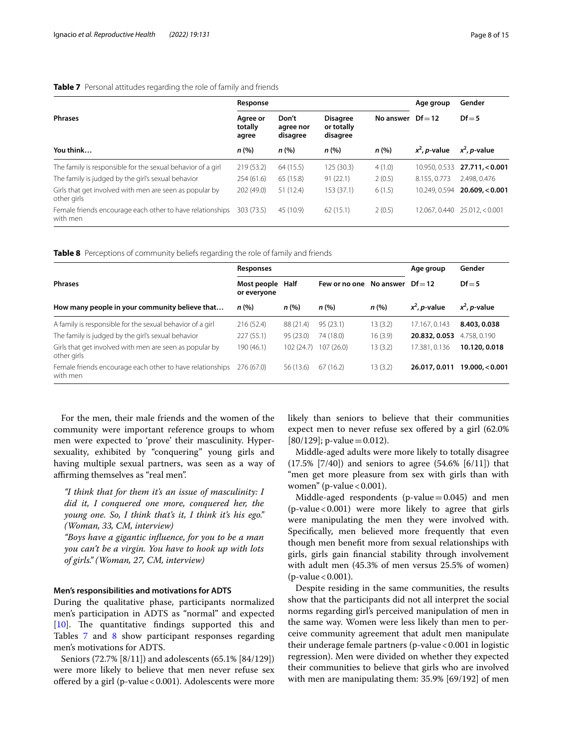**Table 7** Personal attitudes regarding the role of family and friends

| Phrases | Response | | | | Age group | Gender |
|---|---|---|---|---|---|---|
| | Agree or totally agree | Don't agree nor disagree | Disagree or totally disagree | No answer | Df = 12 | Df = 5 |
| You think… | *n* (%) | *n* (%) | *n* (%) | *n* (%) | $x^2$, *p*-value | $x^2$, *p*-value |
| The family is responsible for the sexual behavior of a girl | 219 (53.2) | 64 (15.5) | 125 (30.3) | 4 (1.0) | 10.950, 0.533 | **27.711, < 0.001** |
| The family is judged by the girl's sexual behavior | 254 (61.6) | 65 (15.8) | 91 (22.1) | 2 (0.5) | 8.155, 0.773 | 2.498, 0.476 |
| Girls that get involved with men are seen as popular by other girls | 202 (49.0) | 51 (12.4) | 153 (37.1) | 6 (1.5) | 10.249, 0.594 | **20.609, < 0.001** |
| Female friends encourage each other to have relationships with men | 303 (73.5) | 45 (10.9) | 62 (15.1) | 2 (0.5) | 12.067, 0.440 | 25.012, < 0.001 |

**Table 8** Perceptions of community beliefs regarding the role of family and friends

| Phrases | Responses | | | | Age group | Gender |
|---|---|---|---|---|---|---|
| | Most people or everyone | Half | Few or no one | No answer | Df = 12 | Df = 5 |
| How many people in your community believe that… | *n* (%) | *n* (%) | *n* (%) | *n* (%) | $x^2$, *p*-value | $x^2$, *p*-value |
| A family is responsible for the sexual behavior of a girl | 216 (52.4) | 88 (21.4) | 95 (23.1) | 13 (3.2) | 17.167, 0.143 | **8.403, 0.038** |
| The family is judged by the girl's sexual behavior | 227 (55.1) | 95 (23.0) | 74 (18.0) | 16 (3.9) | **20.832, 0.053** | 4.758, 0.190 |
| Girls that get involved with men are seen as popular by other girls | 190 (46.1) | 102 (24.7) | 107 (26.0) | 13 (3.2) | 17.381, 0.136 | **10.120, 0.018** |
| Female friends encourage each other to have relationships with men | 276 (67.0) | 56 (13.6) | 67 (16.2) | 13 (3.2) | **26.017, 0.011** | **19.000, < 0.001** |

For the men, their male friends and the women of the community were important reference groups to whom men were expected to 'prove' their masculinity. Hypersexuality, exhibited by "conquering" young girls and having multiple sexual partners, was seen as a way of affirming themselves as "real men".

*"I think that for them it's an issue of masculinity: I did it, I conquered one more, conquered her, the young one. So, I think that's it, I think it's his ego." (Woman, 33, CM, interview)*

*"Boys have a gigantic influence, for you to be a man you can't be a virgin. You have to hook up with lots of girls." (Woman, 27, CM, interview)*

### Men's responsibilities and motivations for ADTS

During the qualitative phase, participants normalized men's participation in ADTS as "normal" and expected [10]. The quantitative findings supported this and Tables 7 and 8 show participant responses regarding men's motivations for ADTS.

Seniors (72.7% [8/11]) and adolescents (65.1% [84/129]) were more likely to believe that men never refuse sex offered by a girl (p-value < 0.001). Adolescents were more likely than seniors to believe that their communities expect men to never refuse sex offered by a girl (62.0% [80/129]; p-value = 0.012).

Middle-aged adults were more likely to totally disagree (17.5% [7/40]) and seniors to agree (54.6% [6/11]) that "men get more pleasure from sex with girls than with women" (p-value < 0.001).

Middle-aged respondents (p-value = 0.045) and men (p-value < 0.001) were more likely to agree that girls were manipulating the men they were involved with. Specifically, men believed more frequently that even though men benefit more from sexual relationships with girls, girls gain financial stability through involvement with adult men (45.3% of men versus 25.5% of women) (p-value < 0.001).

Despite residing in the same communities, the results show that the participants did not all interpret the social norms regarding girl's perceived manipulation of men in the same way. Women were less likely than men to perceive community agreement that adult men manipulate their underage female partners (p-value < 0.001 in logistic regression). Men were divided on whether they expected their communities to believe that girls who are involved with men are manipulating them: 35.9% [69/192] of men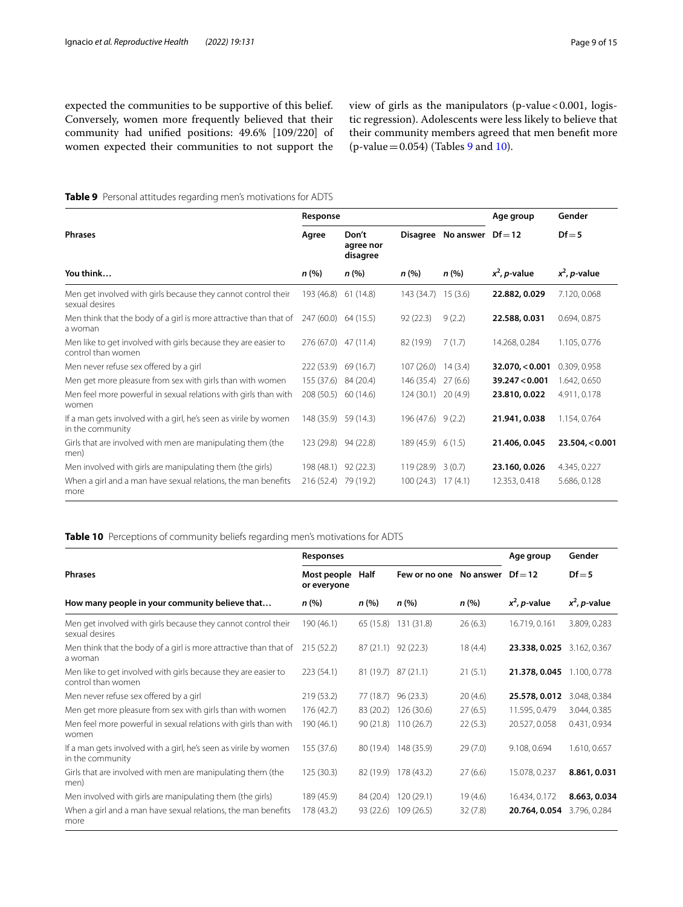expected the communities to be supportive of this belief. Conversely, women more frequently believed that their community had unified positions: 49.6% [109/220] of women expected their communities to not support the view of girls as the manipulators (p-value < 0.001, logistic regression). Adolescents were less likely to believe that their community members agreed that men benefit more (p-value = 0.054) (Tables 9 and 10).

**Table 9** Personal attitudes regarding men's motivations for ADTS

| Phrases | Response | | | | Age group | Gender |
|---|---|---|---|---|---|---|
| | Agree | Don't agree nor disagree | Disagree | No answer | Df = 12 | Df = 5 |
| You think… | *n* (%) | *n* (%) | *n* (%) | *n* (%) | $x^2$, *p*-value | $x^2$, *p*-value |
| Men get involved with girls because they cannot control their sexual desires | 193 (46.8) | 61 (14.8) | 143 (34.7) | 15 (3.6) | **22.882, 0.029** | 7.120, 0.068 |
| Men think that the body of a girl is more attractive than that of a woman | 247 (60.0) | 64 (15.5) | 92 (22.3) | 9 (2.2) | **22.588, 0.031** | 0.694, 0.875 |
| Men like to get involved with girls because they are easier to control than women | 276 (67.0) | 47 (11.4) | 82 (19.9) | 7 (1.7) | 14.268, 0.284 | 1.105, 0.776 |
| Men never refuse sex offered by a girl | 222 (53.9) | 69 (16.7) | 107 (26.0) | 14 (3.4) | **32.070, < 0.001** | 0.309, 0.958 |
| Men get more pleasure from sex with girls than with women | 155 (37.6) | 84 (20.4) | 146 (35.4) | 27 (6.6) | **39.247 < 0.001** | 1.642, 0.650 |
| Men feel more powerful in sexual relations with girls than with women | 208 (50.5) | 60 (14.6) | 124 (30.1) | 20 (4.9) | **23.810, 0.022** | 4.911, 0.178 |
| If a man gets involved with a girl, he's seen as virile by women in the community | 148 (35.9) | 59 (14.3) | 196 (47.6) | 9 (2.2) | **21.941, 0.038** | 1.154, 0.764 |
| Girls that are involved with men are manipulating them (the men) | 123 (29.8) | 94 (22.8) | 189 (45.9) | 6 (1.5) | **21.406, 0.045** | **23.504, < 0.001** |
| Men involved with girls are manipulating them (the girls) | 198 (48.1) | 92 (22.3) | 119 (28.9) | 3 (0.7) | **23.160, 0.026** | 4.345, 0.227 |
| When a girl and a man have sexual relations, the man benefits more | 216 (52.4) | 79 (19.2) | 100 (24.3) | 17 (4.1) | 12.353, 0.418 | 5.686, 0.128 |

**Table 10** Perceptions of community beliefs regarding men's motivations for ADTS

| Phrases | Responses | | | | Age group | Gender |
|---|---|---|---|---|---|---|
| | Most people or everyone | Half | Few or no one | No answer | Df = 12 | Df = 5 |
| How many people in your community believe that… | *n* (%) | *n* (%) | *n* (%) | *n* (%) | $x^2$, *p*-value | $x^2$, *p*-value |
| Men get involved with girls because they cannot control their sexual desires | 190 (46.1) | 65 (15.8) | 131 (31.8) | 26 (6.3) | 16.719, 0.161 | 3.809, 0.283 |
| Men think that the body of a girl is more attractive than that of a woman | 215 (52.2) | 87 (21.1) | 92 (22.3) | 18 (4.4) | **23.338, 0.025** | 3.162, 0.367 |
| Men like to get involved with girls because they are easier to control than women | 223 (54.1) | 81 (19.7) | 87 (21.1) | 21 (5.1) | **21.378, 0.045** | 1.100, 0.778 |
| Men never refuse sex offered by a girl | 219 (53.2) | 77 (18.7) | 96 (23.3) | 20 (4.6) | **25.578, 0.012** | 3.048, 0.384 |
| Men get more pleasure from sex with girls than with women | 176 (42.7) | 83 (20.2) | 126 (30.6) | 27 (6.5) | 11.595, 0.479 | 3.044, 0.385 |
| Men feel more powerful in sexual relations with girls than with women | 190 (46.1) | 90 (21.8) | 110 (26.7) | 22 (5.3) | 20.527, 0.058 | 0.431, 0.934 |
| If a man gets involved with a girl, he's seen as virile by women in the community | 155 (37.6) | 80 (19.4) | 148 (35.9) | 29 (7.0) | 9.108, 0.694 | 1.610, 0.657 |
| Girls that are involved with men are manipulating them (the men) | 125 (30.3) | 82 (19.9) | 178 (43.2) | 27 (6.6) | 15.078, 0.237 | **8.861, 0.031** |
| Men involved with girls are manipulating them (the girls) | 189 (45.9) | 84 (20.4) | 120 (29.1) | 19 (4.6) | 16.434, 0.172 | **8.663, 0.034** |
| When a girl and a man have sexual relations, the man benefits more | 178 (43.2) | 93 (22.6) | 109 (26.5) | 32 (7.8) | **20.764, 0.054** | 3.796, 0.284 |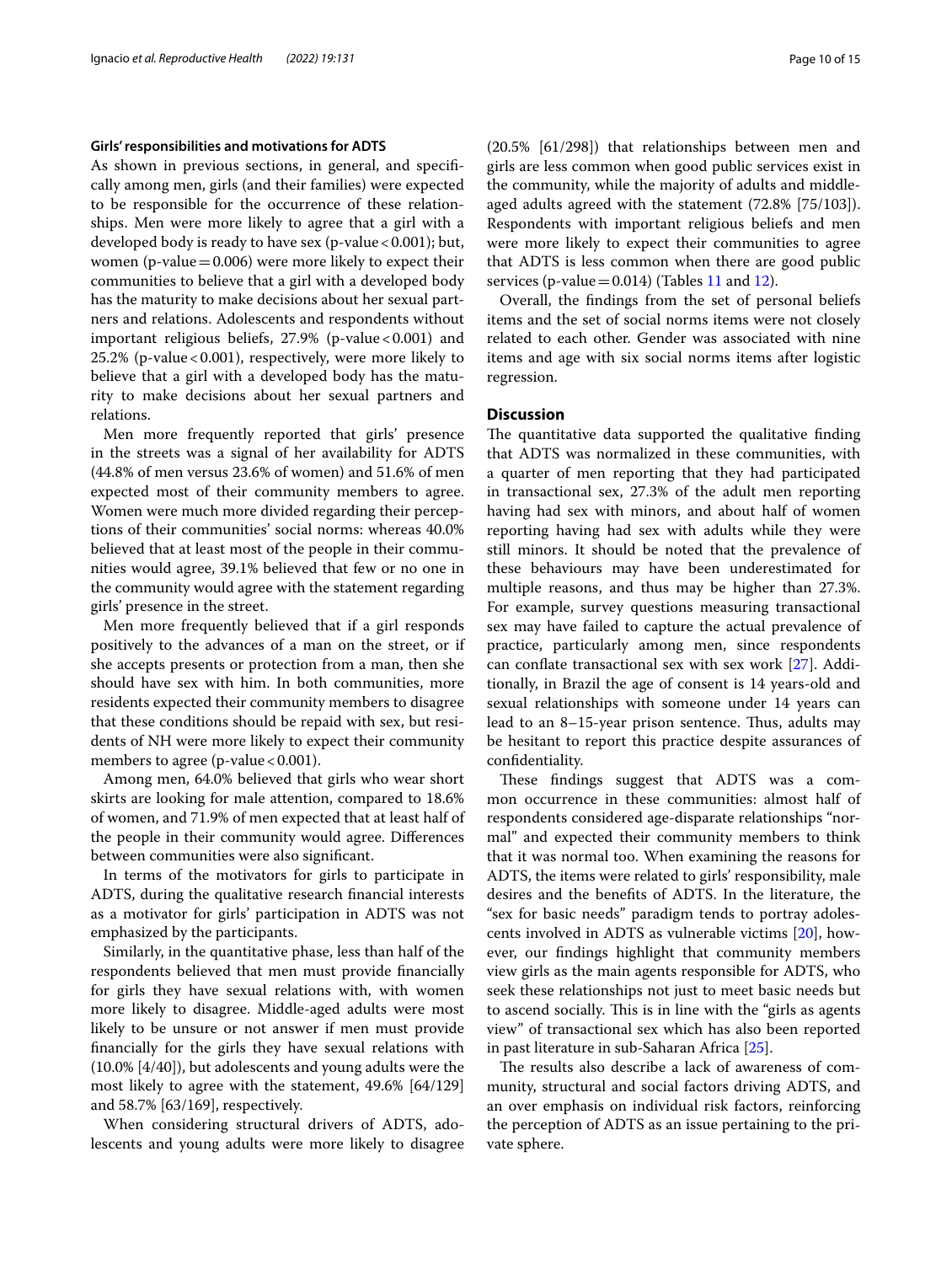### Girls' responsibilities and motivations for ADTS

As shown in previous sections, in general, and specifically among men, girls (and their families) were expected to be responsible for the occurrence of these relationships. Men were more likely to agree that a girl with a developed body is ready to have sex (p-value < 0.001); but, women (p-value = 0.006) were more likely to expect their communities to believe that a girl with a developed body has the maturity to make decisions about her sexual partners and relations. Adolescents and respondents without important religious beliefs, 27.9% (p-value < 0.001) and 25.2% (p-value < 0.001), respectively, were more likely to believe that a girl with a developed body has the maturity to make decisions about her sexual partners and relations.

Men more frequently reported that girls' presence in the streets was a signal of her availability for ADTS (44.8% of men versus 23.6% of women) and 51.6% of men expected most of their community members to agree. Women were much more divided regarding their perceptions of their communities' social norms: whereas 40.0% believed that at least most of the people in their communities would agree, 39.1% believed that few or no one in the community would agree with the statement regarding girls' presence in the street.

Men more frequently believed that if a girl responds positively to the advances of a man on the street, or if she accepts presents or protection from a man, then she should have sex with him. In both communities, more residents expected their community members to disagree that these conditions should be repaid with sex, but residents of NH were more likely to expect their community members to agree (p-value < 0.001).

Among men, 64.0% believed that girls who wear short skirts are looking for male attention, compared to 18.6% of women, and 71.9% of men expected that at least half of the people in their community would agree. Differences between communities were also significant.

In terms of the motivators for girls to participate in ADTS, during the qualitative research financial interests as a motivator for girls' participation in ADTS was not emphasized by the participants.

Similarly, in the quantitative phase, less than half of the respondents believed that men must provide financially for girls they have sexual relations with, with women more likely to disagree. Middle-aged adults were most likely to be unsure or not answer if men must provide financially for the girls they have sexual relations with (10.0% [4/40]), but adolescents and young adults were the most likely to agree with the statement, 49.6% [64/129] and 58.7% [63/169], respectively.

When considering structural drivers of ADTS, adolescents and young adults were more likely to disagree (20.5% [61/298]) that relationships between men and girls are less common when good public services exist in the community, while the majority of adults and middle-aged adults agreed with the statement (72.8% [75/103]). Respondents with important religious beliefs and men were more likely to expect their communities to agree that ADTS is less common when there are good public services (p-value = 0.014) (Tables 11 and 12).

Overall, the findings from the set of personal beliefs items and the set of social norms items were not closely related to each other. Gender was associated with nine items and age with six social norms items after logistic regression.

## Discussion

The quantitative data supported the qualitative finding that ADTS was normalized in these communities, with a quarter of men reporting that they had participated in transactional sex, 27.3% of the adult men reporting having had sex with minors, and about half of women reporting having had sex with adults while they were still minors. It should be noted that the prevalence of these behaviours may have been underestimated for multiple reasons, and thus may be higher than 27.3%. For example, survey questions measuring transactional sex may have failed to capture the actual prevalence of practice, particularly among men, since respondents can conflate transactional sex with sex work [27]. Additionally, in Brazil the age of consent is 14 years-old and sexual relationships with someone under 14 years can lead to an 8–15-year prison sentence. Thus, adults may be hesitant to report this practice despite assurances of confidentiality.

These findings suggest that ADTS was a common occurrence in these communities: almost half of respondents considered age-disparate relationships "normal" and expected their community members to think that it was normal too. When examining the reasons for ADTS, the items were related to girls' responsibility, male desires and the benefits of ADTS. In the literature, the "sex for basic needs" paradigm tends to portray adolescents involved in ADTS as vulnerable victims [20], however, our findings highlight that community members view girls as the main agents responsible for ADTS, who seek these relationships not just to meet basic needs but to ascend socially. This is in line with the "girls as agents view" of transactional sex which has also been reported in past literature in sub-Saharan Africa [25].

The results also describe a lack of awareness of community, structural and social factors driving ADTS, and an over emphasis on individual risk factors, reinforcing the perception of ADTS as an issue pertaining to the private sphere.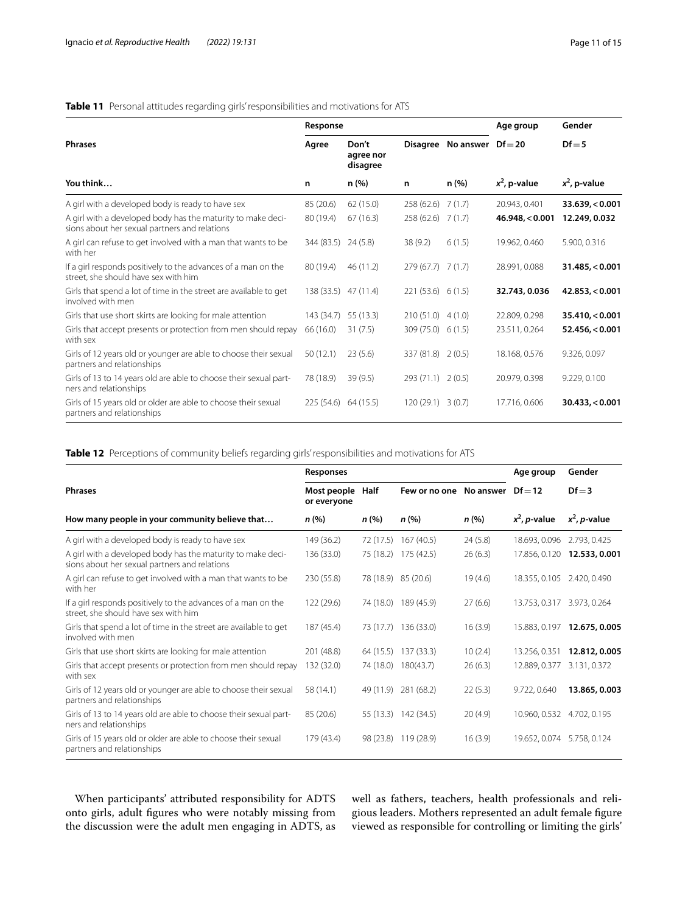**Table 11** Personal attitudes regarding girls' responsibilities and motivations for ATS

| Phrases | Response | | | | Age group | Gender |
|---|---|---|---|---|---|---|
| | Agree | Don't agree nor disagree | Disagree | No answer | Df = 20 | Df = 5 |
| You think… | n | n (%) | n | n (%) | $x^2$, p-value | $x^2$, p-value |
| A girl with a developed body is ready to have sex | 85 (20.6) | 62 (15.0) | 258 (62.6) | 7 (1.7) | 20.943, 0.401 | **33.639, < 0.001** |
| A girl with a developed body has the maturity to make decisions about her sexual partners and relations | 80 (19.4) | 67 (16.3) | 258 (62.6) | 7 (1.7) | **46.948, < 0.001** | **12.249, 0.032** |
| A girl can refuse to get involved with a man that wants to be with her | 344 (83.5) | 24 (5.8) | 38 (9.2) | 6 (1.5) | 19.962, 0.460 | 5.900, 0.316 |
| If a girl responds positively to the advances of a man on the street, she should have sex with him | 80 (19.4) | 46 (11.2) | 279 (67.7) | 7 (1.7) | 28.991, 0.088 | **31.485, < 0.001** |
| Girls that spend a lot of time in the street are available to get involved with men | 138 (33.5) | 47 (11.4) | 221 (53.6) | 6 (1.5) | **32.743, 0.036** | **42.853, < 0.001** |
| Girls that use short skirts are looking for male attention | 143 (34.7) | 55 (13.3) | 210 (51.0) | 4 (1.0) | 22.809, 0.298 | **35.410, < 0.001** |
| Girls that accept presents or protection from men should repay with sex | 66 (16.0) | 31 (7.5) | 309 (75.0) | 6 (1.5) | 23.511, 0.264 | **52.456, < 0.001** |
| Girls of 12 years old or younger are able to choose their sexual partners and relationships | 50 (12.1) | 23 (5.6) | 337 (81.8) | 2 (0.5) | 18.168, 0.576 | 9.326, 0.097 |
| Girls of 13 to 14 years old are able to choose their sexual partners and relationships | 78 (18.9) | 39 (9.5) | 293 (71.1) | 2 (0.5) | 20.979, 0.398 | 9.229, 0.100 |
| Girls of 15 years old or older are able to choose their sexual partners and relationships | 225 (54.6) | 64 (15.5) | 120 (29.1) | 3 (0.7) | 17.716, 0.606 | **30.433, < 0.001** |

**Table 12** Perceptions of community beliefs regarding girls' responsibilities and motivations for ATS

| Phrases | Responses | | | | Age group | Gender |
|---|---|---|---|---|---|---|
| | Most people or everyone | Half | Few or no one | No answer | Df = 12 | Df = 3 |
| How many people in your community believe that… | *n* (%) | *n* (%) | *n* (%) | *n* (%) | $x^2$, *p*-value | $x^2$, *p*-value |
| A girl with a developed body is ready to have sex | 149 (36.2) | 72 (17.5) | 167 (40.5) | 24 (5.8) | 18.693, 0.096 | 2.793, 0.425 |
| A girl with a developed body has the maturity to make decisions about her sexual partners and relations | 136 (33.0) | 75 (18.2) | 175 (42.5) | 26 (6.3) | 17.856, 0.120 | **12.533, 0.001** |
| A girl can refuse to get involved with a man that wants to be with her | 230 (55.8) | 78 (18.9) | 85 (20.6) | 19 (4.6) | 18.355, 0.105 | 2.420, 0.490 |
| If a girl responds positively to the advances of a man on the street, she should have sex with him | 122 (29.6) | 74 (18.0) | 189 (45.9) | 27 (6.6) | 13.753, 0.317 | 3.973, 0.264 |
| Girls that spend a lot of time in the street are available to get involved with men | 187 (45.4) | 73 (17.7) | 136 (33.0) | 16 (3.9) | 15.883, 0.197 | **12.675, 0.005** |
| Girls that use short skirts are looking for male attention | 201 (48.8) | 64 (15.5) | 137 (33.3) | 10 (2.4) | 13.256, 0.351 | **12.812, 0.005** |
| Girls that accept presents or protection from men should repay with sex | 132 (32.0) | 74 (18.0) | 180(43.7) | 26 (6.3) | 12.889, 0.377 | 3.131, 0.372 |
| Girls of 12 years old or younger are able to choose their sexual partners and relationships | 58 (14.1) | 49 (11.9) | 281 (68.2) | 22 (5.3) | 9.722, 0.640 | **13.865, 0.003** |
| Girls of 13 to 14 years old are able to choose their sexual partners and relationships | 85 (20.6) | 55 (13.3) | 142 (34.5) | 20 (4.9) | 10.960, 0.532 | 4.702, 0.195 |
| Girls of 15 years old or older are able to choose their sexual partners and relationships | 179 (43.4) | 98 (23.8) | 119 (28.9) | 16 (3.9) | 19.652, 0.074 | 5.758, 0.124 |

When participants' attributed responsibility for ADTS onto girls, adult figures who were notably missing from the discussion were the adult men engaging in ADTS, as well as fathers, teachers, health professionals and religious leaders. Mothers represented an adult female figure viewed as responsible for controlling or limiting the girls'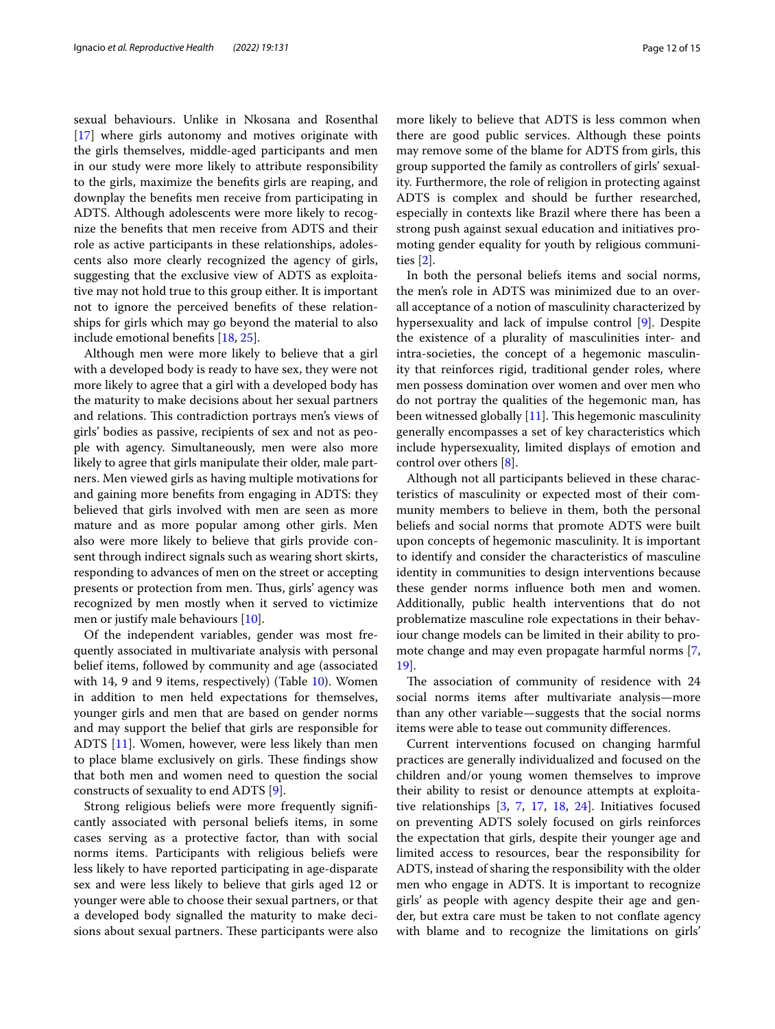sexual behaviours. Unlike in Nkosana and Rosenthal [17] where girls autonomy and motives originate with the girls themselves, middle-aged participants and men in our study were more likely to attribute responsibility to the girls, maximize the benefits girls are reaping, and downplay the benefits men receive from participating in ADTS. Although adolescents were more likely to recognize the benefits that men receive from ADTS and their role as active participants in these relationships, adolescents also more clearly recognized the agency of girls, suggesting that the exclusive view of ADTS as exploitative may not hold true to this group either. It is important not to ignore the perceived benefits of these relationships for girls which may go beyond the material to also include emotional benefits [18, 25].

Although men were more likely to believe that a girl with a developed body is ready to have sex, they were not more likely to agree that a girl with a developed body has the maturity to make decisions about her sexual partners and relations. This contradiction portrays men's views of girls' bodies as passive, recipients of sex and not as people with agency. Simultaneously, men were also more likely to agree that girls manipulate their older, male partners. Men viewed girls as having multiple motivations for and gaining more benefits from engaging in ADTS: they believed that girls involved with men are seen as more mature and as more popular among other girls. Men also were more likely to believe that girls provide consent through indirect signals such as wearing short skirts, responding to advances of men on the street or accepting presents or protection from men. Thus, girls' agency was recognized by men mostly when it served to victimize men or justify male behaviours [10].

Of the independent variables, gender was most frequently associated in multivariate analysis with personal belief items, followed by community and age (associated with 14, 9 and 9 items, respectively) (Table 10). Women in addition to men held expectations for themselves, younger girls and men that are based on gender norms and may support the belief that girls are responsible for ADTS [11]. Women, however, were less likely than men to place blame exclusively on girls. These findings show that both men and women need to question the social constructs of sexuality to end ADTS [9].

Strong religious beliefs were more frequently significantly associated with personal beliefs items, in some cases serving as a protective factor, than with social norms items. Participants with religious beliefs were less likely to have reported participating in age-disparate sex and were less likely to believe that girls aged 12 or younger were able to choose their sexual partners, or that a developed body signalled the maturity to make decisions about sexual partners. These participants were also more likely to believe that ADTS is less common when there are good public services. Although these points may remove some of the blame for ADTS from girls, this group supported the family as controllers of girls' sexuality. Furthermore, the role of religion in protecting against ADTS is complex and should be further researched, especially in contexts like Brazil where there has been a strong push against sexual education and initiatives promoting gender equality for youth by religious communities [2].

In both the personal beliefs items and social norms, the men's role in ADTS was minimized due to an overall acceptance of a notion of masculinity characterized by hypersexuality and lack of impulse control [9]. Despite the existence of a plurality of masculinities inter- and intra-societies, the concept of a hegemonic masculinity that reinforces rigid, traditional gender roles, where men possess domination over women and over men who do not portray the qualities of the hegemonic man, has been witnessed globally [11]. This hegemonic masculinity generally encompasses a set of key characteristics which include hypersexuality, limited displays of emotion and control over others [8].

Although not all participants believed in these characteristics of masculinity or expected most of their community members to believe in them, both the personal beliefs and social norms that promote ADTS were built upon concepts of hegemonic masculinity. It is important to identify and consider the characteristics of masculine identity in communities to design interventions because these gender norms influence both men and women. Additionally, public health interventions that do not problematize masculine role expectations in their behaviour change models can be limited in their ability to promote change and may even propagate harmful norms [7, 19].

The association of community of residence with 24 social norms items after multivariate analysis—more than any other variable—suggests that the social norms items were able to tease out community differences.

Current interventions focused on changing harmful practices are generally individualized and focused on the children and/or young women themselves to improve their ability to resist or denounce attempts at exploitative relationships [3, 7, 17, 18, 24]. Initiatives focused on preventing ADTS solely focused on girls reinforces the expectation that girls, despite their younger age and limited access to resources, bear the responsibility for ADTS, instead of sharing the responsibility with the older men who engage in ADTS. It is important to recognize girls' as people with agency despite their age and gender, but extra care must be taken to not conflate agency with blame and to recognize the limitations on girls'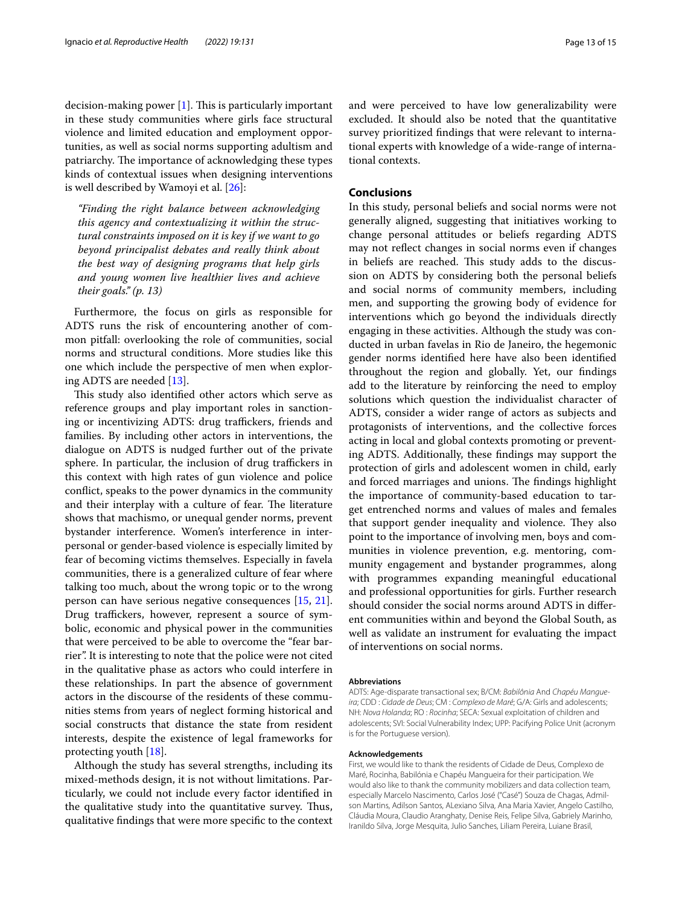decision-making power [1]. This is particularly important in these study communities where girls face structural violence and limited education and employment opportunities, as well as social norms supporting adultism and patriarchy. The importance of acknowledging these types kinds of contextual issues when designing interventions is well described by Wamoyi et al. [26]:

> *"Finding the right balance between acknowledging this agency and contextualizing it within the structural constraints imposed on it is key if we want to go beyond principalist debates and really think about the best way of designing programs that help girls and young women live healthier lives and achieve their goals." (p. 13)*

Furthermore, the focus on girls as responsible for ADTS runs the risk of encountering another of common pitfall: overlooking the role of communities, social norms and structural conditions. More studies like this one which include the perspective of men when exploring ADTS are needed [13].

This study also identified other actors which serve as reference groups and play important roles in sanctioning or incentivizing ADTS: drug traffickers, friends and families. By including other actors in interventions, the dialogue on ADTS is nudged further out of the private sphere. In particular, the inclusion of drug traffickers in this context with high rates of gun violence and police conflict, speaks to the power dynamics in the community and their interplay with a culture of fear. The literature shows that machismo, or unequal gender norms, prevent bystander interference. Women's interference in interpersonal or gender-based violence is especially limited by fear of becoming victims themselves. Especially in favela communities, there is a generalized culture of fear where talking too much, about the wrong topic or to the wrong person can have serious negative consequences [15, 21]. Drug traffickers, however, represent a source of symbolic, economic and physical power in the communities that were perceived to be able to overcome the "fear barrier". It is interesting to note that the police were not cited in the qualitative phase as actors who could interfere in these relationships. In part the absence of government actors in the discourse of the residents of these communities stems from years of neglect forming historical and social constructs that distance the state from resident interests, despite the existence of legal frameworks for protecting youth [18].

Although the study has several strengths, including its mixed-methods design, it is not without limitations. Particularly, we could not include every factor identified in the qualitative study into the quantitative survey. Thus, qualitative findings that were more specific to the context and were perceived to have low generalizability were excluded. It should also be noted that the quantitative survey prioritized findings that were relevant to international experts with knowledge of a wide-range of international contexts.

## Conclusions

In this study, personal beliefs and social norms were not generally aligned, suggesting that initiatives working to change personal attitudes or beliefs regarding ADTS may not reflect changes in social norms even if changes in beliefs are reached. This study adds to the discussion on ADTS by considering both the personal beliefs and social norms of community members, including men, and supporting the growing body of evidence for interventions which go beyond the individuals directly engaging in these activities. Although the study was conducted in urban favelas in Rio de Janeiro, the hegemonic gender norms identified here have also been identified throughout the region and globally. Yet, our findings add to the literature by reinforcing the need to employ solutions which question the individualist character of ADTS, consider a wider range of actors as subjects and protagonists of interventions, and the collective forces acting in local and global contexts promoting or preventing ADTS. Additionally, these findings may support the protection of girls and adolescent women in child, early and forced marriages and unions. The findings highlight the importance of community-based education to target entrenched norms and values of males and females that support gender inequality and violence. They also point to the importance of involving men, boys and communities in violence prevention, e.g. mentoring, community engagement and bystander programmes, along with programmes expanding meaningful educational and professional opportunities for girls. Further research should consider the social norms around ADTS in different communities within and beyond the Global South, as well as validate an instrument for evaluating the impact of interventions on social norms.

#### Abbreviations

ADTS: Age-disparate transactional sex; B/CM: *Babilônia* And *Chapéu Mangueira*; CDD : *Cidade de Deus*; CM : *Complexo de Maré*; G/A: Girls and adolescents; NH: *Nova Holanda*; RO : *Rocinha*; SECA: Sexual exploitation of children and adolescents; SVI: Social Vulnerability Index; UPP: Pacifying Police Unit (acronym is for the Portuguese version).

#### Acknowledgements

First, we would like to thank the residents of Cidade de Deus, Complexo de Maré, Rocinha, Babilónia e Chapéu Mangueira for their participation. We would also like to thank the community mobilizers and data collection team, especially Marcelo Nascimento, Carlos José ("Casé") Souza de Chagas, Admilson Martins, Adilson Santos, ALexiano Silva, Ana Maria Xavier, Angelo Castilho, Cláudia Moura, Claudio Aranghaty, Denise Reis, Felipe Silva, Gabriely Marinho, Iranildo Silva, Jorge Mesquita, Julio Sanches, Liliam Pereira, Luiane Brasil,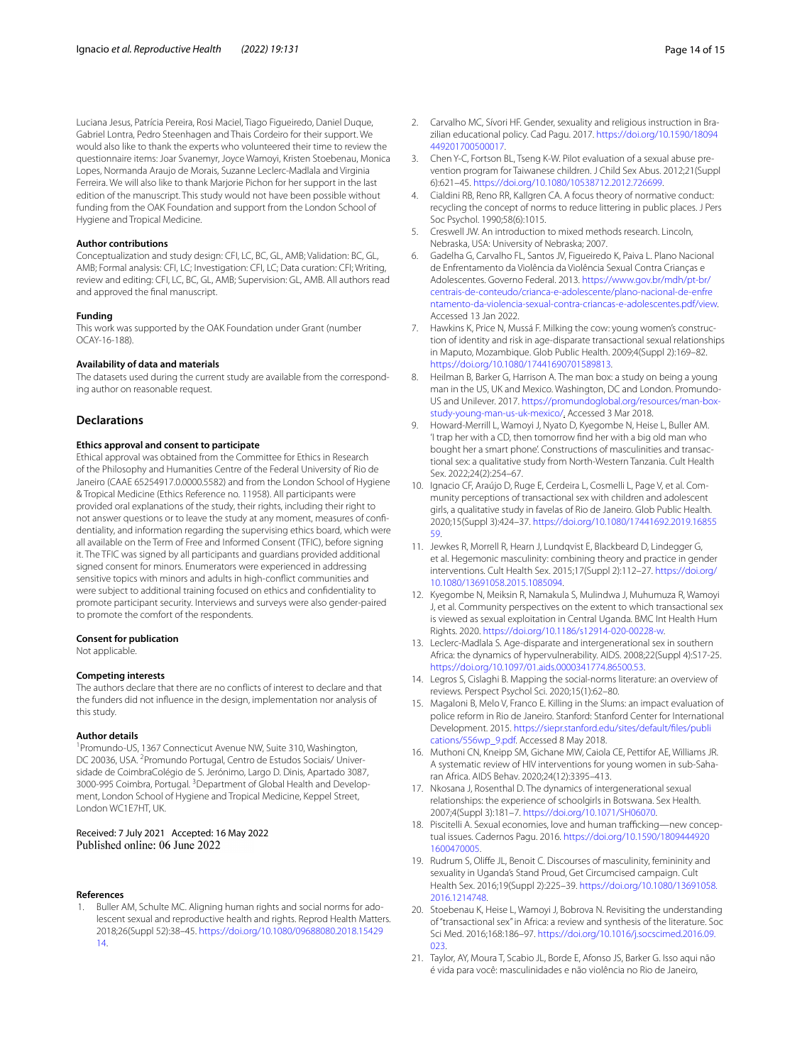Luciana Jesus, Patrícia Pereira, Rosi Maciel, Tiago Figueiredo, Daniel Duque, Gabriel Lontra, Pedro Steenhagen and Thais Cordeiro for their support. We would also like to thank the experts who volunteered their time to review the questionnaire items: Joar Svanemyr, Joyce Wamoyi, Kristen Stoebenau, Monica Lopes, Normanda Araujo de Morais, Suzanne Leclerc-Madlala and Virginia Ferreira. We will also like to thank Marjorie Pichon for her support in the last edition of the manuscript. This study would not have been possible without funding from the OAK Foundation and support from the London School of Hygiene and Tropical Medicine.

### Author contributions

Conceptualization and study design: CFI, LC, BC, GL, AMB; Validation: BC, GL, AMB; Formal analysis: CFI, LC; Investigation: CFI, LC; Data curation: CFI; Writing, review and editing: CFI, LC, BC, GL, AMB; Supervision: GL, AMB. All authors read and approved the final manuscript.

### Funding

This work was supported by the OAK Foundation under Grant (number OCAY-16-188).

### Availability of data and materials

The datasets used during the current study are available from the corresponding author on reasonable request.

## Declarations

### Ethics approval and consent to participate

Ethical approval was obtained from the Committee for Ethics in Research of the Philosophy and Humanities Centre of the Federal University of Rio de Janeiro (CAAE 65254917.0.0000.5582) and from the London School of Hygiene & Tropical Medicine (Ethics Reference no. 11958). All participants were provided oral explanations of the study, their rights, including their right to not answer questions or to leave the study at any moment, measures of confidentiality, and information regarding the supervising ethics board, which were all available on the Term of Free and Informed Consent (TFIC), before signing it. The TFIC was signed by all participants and guardians provided additional signed consent for minors. Enumerators were experienced in addressing sensitive topics with minors and adults in high-conflict communities and were subject to additional training focused on ethics and confidentiality to promote participant security. Interviews and surveys were also gender-paired to promote the comfort of the respondents.

### Consent for publication

Not applicable.

### Competing interests

The authors declare that there are no conflicts of interest to declare and that the funders did not influence in the design, implementation nor analysis of this study.

### Author details

[1]Promundo-US, 1367 Connecticut Avenue NW, Suite 310, Washington, DC 20036, USA. [2]Promundo Portugal, Centro de Estudos Sociais/ Universidade de CoimbraColégio de S. Jerónimo, Largo D. Dinis, Apartado 3087, 3000-995 Coimbra, Portugal. [3]Department of Global Health and Development, London School of Hygiene and Tropical Medicine, Keppel Street, London WC1E7HT, UK.

Received: 7 July 2021 Accepted: 16 May 2022
Published online: 06 June 2022

### References

1. Buller AM, Schulte MC. Aligning human rights and social norms for adolescent sexual and reproductive health and rights. Reprod Health Matters. 2018;26(Suppl 52):38–45. https://doi.org/10.1080/09688080.2018.1542914.
2. Carvalho MC, Sívori HF. Gender, sexuality and religious instruction in Brazilian educational policy. Cad Pagu. 2017. https://doi.org/10.1590/18094449201700500017.
3. Chen Y-C, Fortson BL, Tseng K-W. Pilot evaluation of a sexual abuse prevention program for Taiwanese children. J Child Sex Abus. 2012;21(Suppl 6):621–45. https://doi.org/10.1080/10538712.2012.726699.
4. Cialdini RB, Reno RR, Kallgren CA. A focus theory of normative conduct: recycling the concept of norms to reduce littering in public places. J Pers Soc Psychol. 1990;58(6):1015.
5. Creswell JW. An introduction to mixed methods research. Lincoln, Nebraska, USA: University of Nebraska; 2007.
6. Gadelha G, Carvalho FL, Santos JV, Figueiredo K, Paiva L. Plano Nacional de Enfrentamento da Violência da Violência Sexual Contra Crianças e Adolescentes. Governo Federal. 2013. https://www.gov.br/mdh/pt-br/centrais-de-conteudo/crianca-e-adolescente/plano-nacional-de-enfrentamento-da-violencia-sexual-contra-criancas-e-adolescentes.pdf/view. Accessed 13 Jan 2022.
7. Hawkins K, Price N, Mussá F. Milking the cow: young women's construction of identity and risk in age-disparate transactional sexual relationships in Maputo, Mozambique. Glob Public Health. 2009;4(Suppl 2):169–82. https://doi.org/10.1080/17441690701589813.
8. Heilman B, Barker G, Harrison A. The man box: a study on being a young man in the US, UK and Mexico. Washington, DC and London. Promundo-US and Unilever. 2017. https://promundoglobal.org/resources/man-box-study-young-man-us-uk-mexico/. Accessed 3 Mar 2018.
9. Howard-Merrill L, Wamoyi J, Nyato D, Kyegombe N, Heise L, Buller AM. 'I trap her with a CD, then tomorrow find her with a big old man who bought her a smart phone'. Constructions of masculinities and transactional sex: a qualitative study from North-Western Tanzania. Cult Health Sex. 2022;24(2):254–67.
10. Ignacio CF, Araújo D, Ruge E, Cerdeira L, Cosmelli L, Page V, et al. Community perceptions of transactional sex with children and adolescent girls, a qualitative study in favelas of Rio de Janeiro. Glob Public Health. 2020;15(Suppl 3):424–37. https://doi.org/10.1080/17441692.2019.1685559.
11. Jewkes R, Morrell R, Hearn J, Lundqvist E, Blackbeard D, Lindegger G, et al. Hegemonic masculinity: combining theory and practice in gender interventions. Cult Health Sex. 2015;17(Suppl 2):112–27. https://doi.org/10.1080/13691058.2015.1085094.
12. Kyegombe N, Meiksin R, Namakula S, Mulindwa J, Muhumuza R, Wamoyi J, et al. Community perspectives on the extent to which transactional sex is viewed as sexual exploitation in Central Uganda. BMC Int Health Hum Rights. 2020. https://doi.org/10.1186/s12914-020-00228-w.
13. Leclerc-Madlala S. Age-disparate and intergenerational sex in southern Africa: the dynamics of hypervulnerability. AIDS. 2008;22(Suppl 4):S17-25. https://doi.org/10.1097/01.aids.0000341774.86500.53.
14. Legros S, Cislaghi B. Mapping the social-norms literature: an overview of reviews. Perspect Psychol Sci. 2020;15(1):62–80.
15. Magaloni B, Melo V, Franco E. Killing in the Slums: an impact evaluation of police reform in Rio de Janeiro. Stanford: Stanford Center for International Development. 2015. https://siepr.stanford.edu/sites/default/files/publications/556wp_9.pdf. Accessed 8 May 2018.
16. Muthoni CN, Kneipp SM, Gichane MW, Caiola CE, Pettifor AE, Williams JR. A systematic review of HIV interventions for young women in sub-Saharan Africa. AIDS Behav. 2020;24(12):3395–413.
17. Nkosana J, Rosenthal D. The dynamics of intergenerational sexual relationships: the experience of schoolgirls in Botswana. Sex Health. 2007;4(Suppl 3):181–7. https://doi.org/10.1071/SH06070.
18. Piscitelli A. Sexual economies, love and human trafficking—new conceptual issues. Cadernos Pagu. 2016. https://doi.org/10.1590/18094449201600470005.
19. Rudrum S, Oliffe JL, Benoit C. Discourses of masculinity, femininity and sexuality in Uganda's Stand Proud, Get Circumcised campaign. Cult Health Sex. 2016;19(Suppl 2):225–39. https://doi.org/10.1080/13691058.2016.1214748.
20. Stoebenau K, Heise L, Wamoyi J, Bobrova N. Revisiting the understanding of "transactional sex" in Africa: a review and synthesis of the literature. Soc Sci Med. 2016;168:186–97. https://doi.org/10.1016/j.socscimed.2016.09.023.
21. Taylor, AY, Moura T, Scabio JL, Borde E, Afonso JS, Barker G. Isso aqui não é vida para você: masculinidades e não violência no Rio de Janeiro,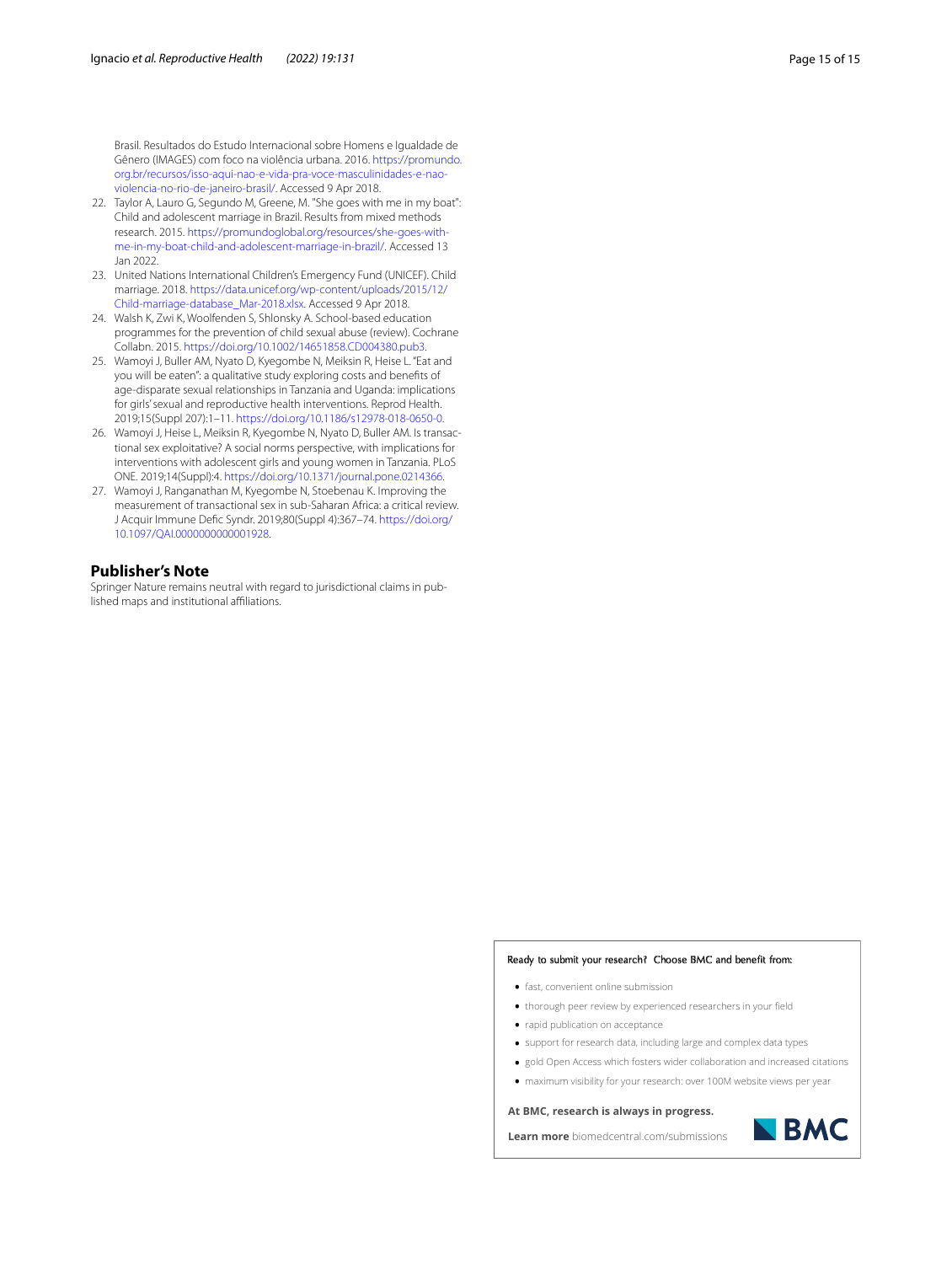Brasil. Resultados do Estudo Internacional sobre Homens e Igualdade de Gênero (IMAGES) com foco na violência urbana. 2016. https://promundo.org.br/recursos/isso-aqui-nao-e-vida-pra-voce-masculinidades-e-nao-violencia-no-rio-de-janeiro-brasil/. Accessed 9 Apr 2018.

22. Taylor A, Lauro G, Segundo M, Greene, M. "She goes with me in my boat": Child and adolescent marriage in Brazil. Results from mixed methods research. 2015. https://promundoglobal.org/resources/she-goes-with-me-in-my-boat-child-and-adolescent-marriage-in-brazil/. Accessed 13 Jan 2022.
23. United Nations International Children's Emergency Fund (UNICEF). Child marriage. 2018. https://data.unicef.org/wp-content/uploads/2015/12/Child-marriage-database_Mar-2018.xlsx. Accessed 9 Apr 2018.
24. Walsh K, Zwi K, Woolfenden S, Shlonsky A. School-based education programmes for the prevention of child sexual abuse (review). Cochrane Collabn. 2015. https://doi.org/10.1002/14651858.CD004380.pub3.
25. Wamoyi J, Buller AM, Nyato D, Kyegombe N, Meiksin R, Heise L. "Eat and you will be eaten": a qualitative study exploring costs and benefits of age-disparate sexual relationships in Tanzania and Uganda: implications for girls' sexual and reproductive health interventions. Reprod Health. 2019;15(Suppl 207):1–11. https://doi.org/10.1186/s12978-018-0650-0.
26. Wamoyi J, Heise L, Meiksin R, Kyegombe N, Nyato D, Buller AM. Is transactional sex exploitative? A social norms perspective, with implications for interventions with adolescent girls and young women in Tanzania. PLoS ONE. 2019;14(Suppl):4. https://doi.org/10.1371/journal.pone.0214366.
27. Wamoyi J, Ranganathan M, Kyegombe N, Stoebenau K. Improving the measurement of transactional sex in sub-Saharan Africa: a critical review. J Acquir Immune Defic Syndr. 2019;80(Suppl 4):367–74. https://doi.org/10.1097/QAI.0000000000001928.

## Publisher's Note

Springer Nature remains neutral with regard to jurisdictional claims in published maps and institutional affiliations.

Ready to submit your research? Choose BMC and benefit from:

- fast, convenient online submission
- thorough peer review by experienced researchers in your field
- rapid publication on acceptance
- support for research data, including large and complex data types
- gold Open Access which fosters wider collaboration and increased citations
- maximum visibility for your research: over 100M website views per year

**At BMC, research is always in progress.**

**Learn more** biomedcentral.com/submissions

BMC